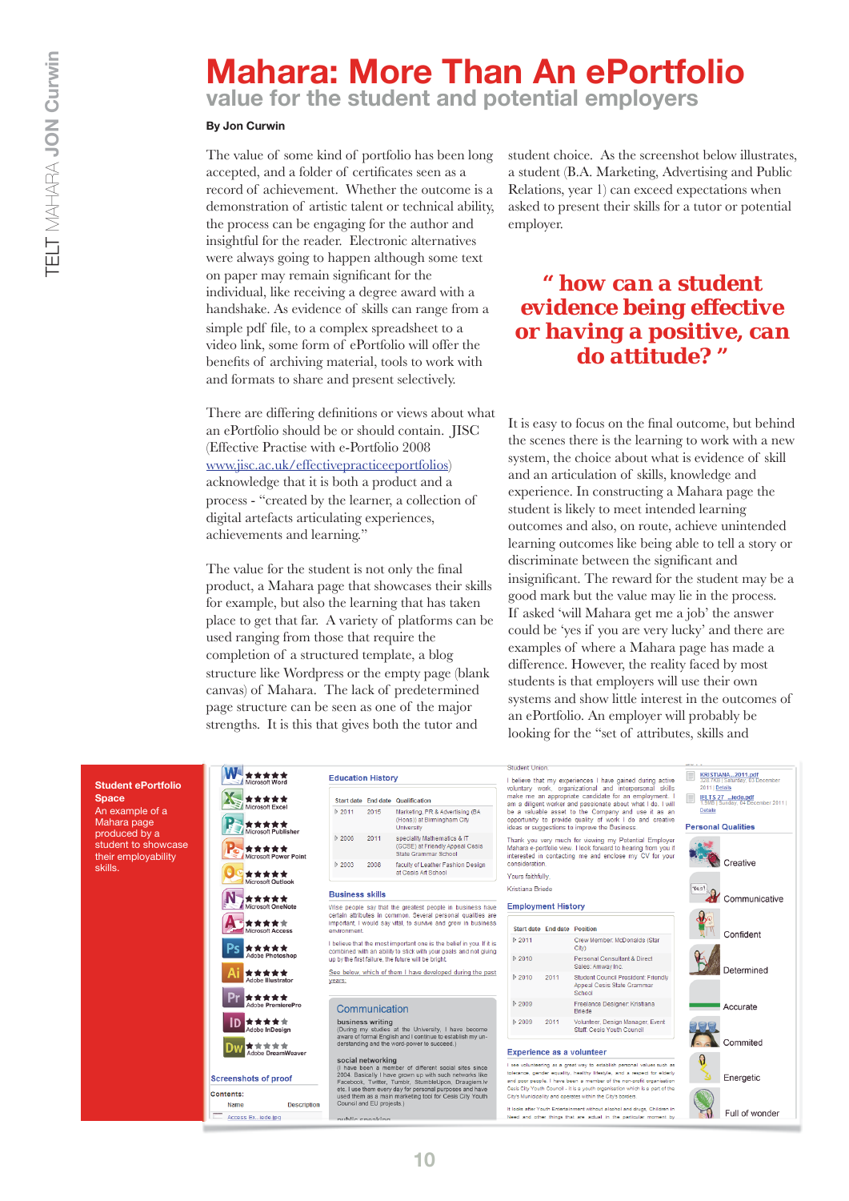# Mahara: More Than An ePortfolio

## value for the student and potential employers

**By Jon Curwin**

The value of some kind of portfolio has been long accepted, and a folder of certificates seen as a record of achievement. Whether the outcome is a demonstration of artistic talent or technical ability, the process can be engaging for the author and insightful for the reader. Electronic alternatives were always going to happen although some text on paper may remain significant for the individual, like receiving a degree award with a handshake. As evidence of skills can range from a simple pdf file, to a complex spreadsheet to a video link, some form of ePortfolio will offer the benefits of archiving material, tools to work with and formats to share and present selectively.

There are differing definitions or views about what an ePortfolio should be or should contain. JISC (Effective Practise with e-Portfolio 2008 www.jisc.ac.uk/effectivepracticeeportfolios) acknowledge that it is both a product and a process - "created by the learner, a collection of digital artefacts articulating experiences, achievements and learning."

The value for the student is not only the final product, a Mahara page that showcases their skills for example, but also the learning that has taken place to get that far. A variety of platforms can be used ranging from those that require the completion of a structured template, a blog structure like Wordpress or the empty page (blank canvas) of Mahara. The lack of predetermined page structure can be seen as one of the major strengths. It is this that gives both the tutor and student choice. As the screenshot below illustrates, a student (B.A. Marketing, Advertising and Public Relations, year 1) can exceed expectations when asked to present their skills for a tutor or potential employer.

> **" how can a student evidence being effective or having a positive, can do attitude? "**

It is easy to focus on the final outcome, but behind the scenes there is the learning to work with a new system, the choice about what is evidence of skill and an articulation of skills, knowledge and experience. In constructing a Mahara page the student is likely to meet intended learning outcomes and also, on route, achieve unintended learning outcomes like being able to tell a story or discriminate between the significant and insignificant. The reward for the student may be a good mark but the value may lie in the process. If asked 'will Mahara get me a job' the answer could be 'yes if you are very lucky' and there are examples of where a Mahara page has made a difference. However, the reality faced by most students is that employers will use their own systems and show little interest in the outcomes of an ePortfolio. An employer will probably be looking for the "set of attributes, skills and

**Student ePortfolio Space**
An example of a Mahara page produced by a student to showcase their employability skills.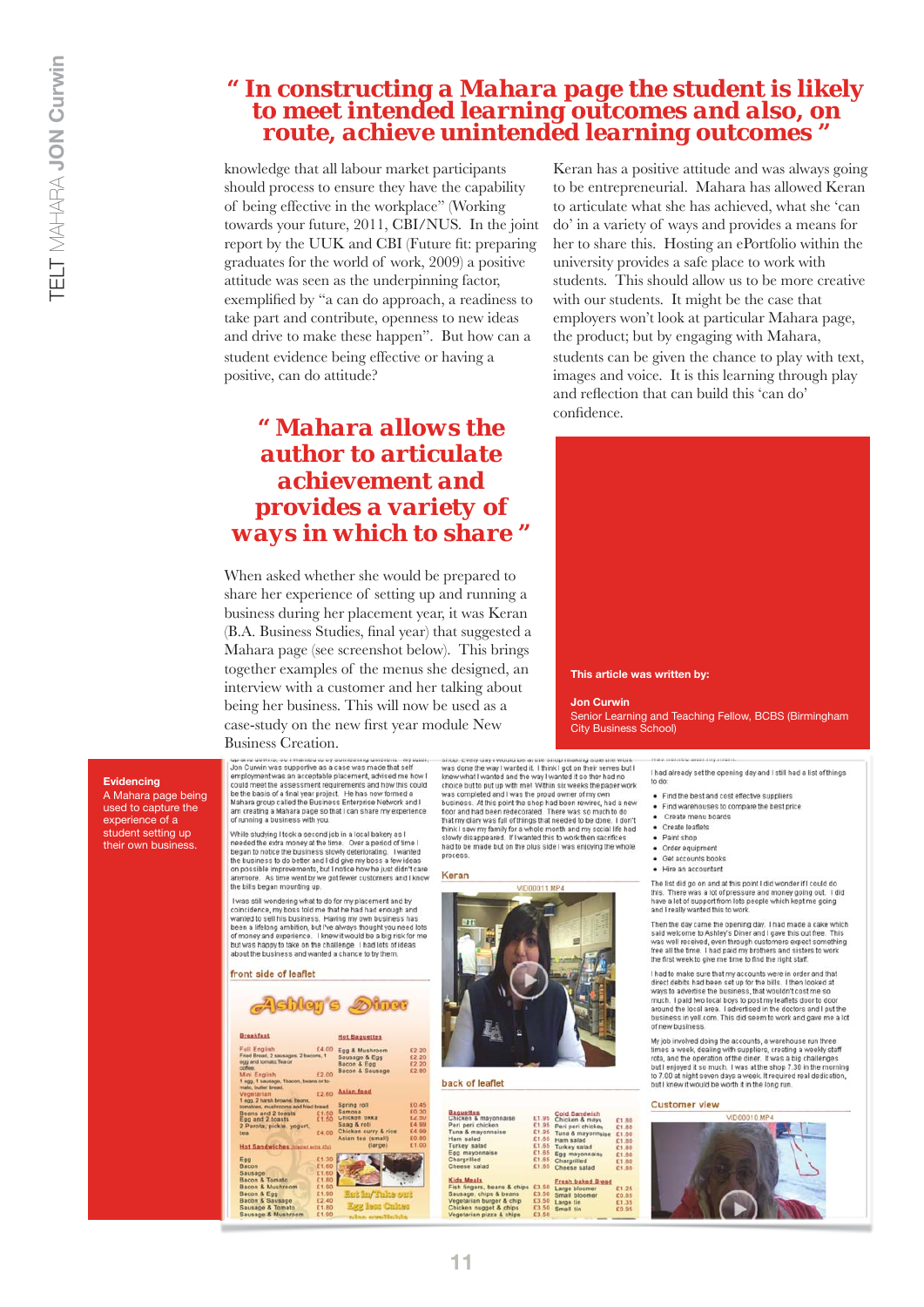# " In constructing a Mahara page the student is likely to meet intended learning outcomes and also, on route, achieve unintended learning outcomes "

knowledge that all labour market participants should process to ensure they have the capability of being effective in the workplace" (Working towards your future, 2011, CBI/NUS. In the joint report by the UUK and CBI (Future fit: preparing graduates for the world of work, 2009) a positive attitude was seen as the underpinning factor, exemplified by "a can do approach, a readiness to take part and contribute, openness to new ideas and drive to make these happen". But how can a student evidence being effective or having a positive, can do attitude?

## " Mahara allows the author to articulate achievement and provides a variety of ways in which to share "

When asked whether she would be prepared to share her experience of setting up and running a business during her placement year, it was Keran (B.A. Business Studies, final year) that suggested a Mahara page (see screenshot below). This brings together examples of the menus she designed, an interview with a customer and her talking about being her business. This will now be used as a case-study on the new first year module New Business Creation.

Keran has a positive attitude and was always going to be entrepreneurial. Mahara has allowed Keran to articulate what she has achieved, what she 'can do' in a variety of ways and provides a means for her to share this. Hosting an ePortfolio within the university provides a safe place to work with students. This should allow us to be more creative with our students. It might be the case that employers won't look at particular Mahara page, the product; but by engaging with Mahara, students can be given the chance to play with text, images and voice. It is this learning through play and reflection that can build this 'can do' confidence.

**This article was written by:**

**Jon Curwin**
Senior Learning and Teaching Fellow, BCBS (Birmingham City Business School)

**Evidencing**
A Mahara page being used to capture the experience of a student setting up their own business.